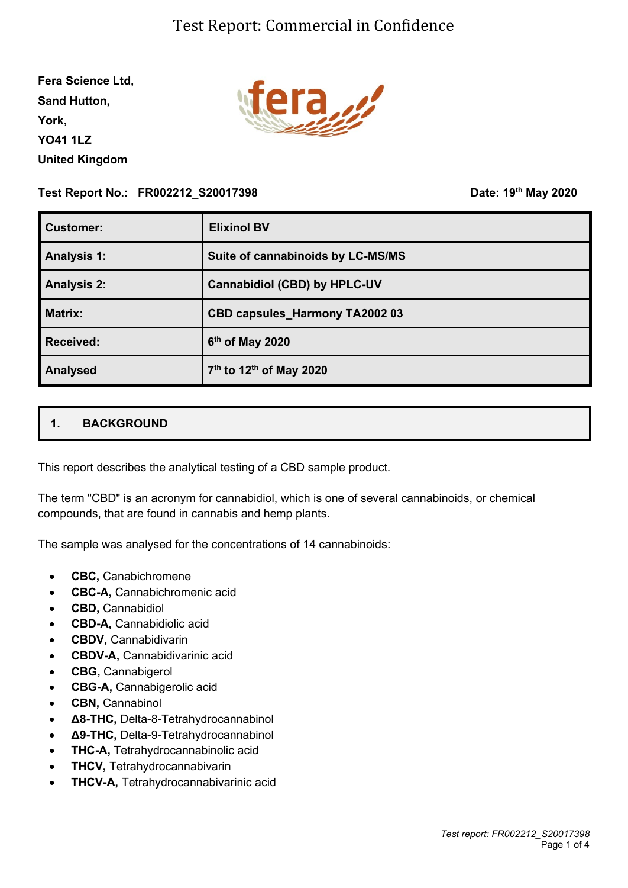# Test Report: Commercial in Confidence

**Fera Science Ltd,**
**Sand Hutton,**
**York,**
**YO41 1LZ**
**United Kingdom**

**Test Report No.: FR002212_S20017398** **Date: 19th May 2020**

| **Customer:** | **Elixinol BV** |
|---|---|
| **Analysis 1:** | **Suite of cannabinoids by LC-MS/MS** |
| **Analysis 2:** | **Cannabidiol (CBD) by HPLC-UV** |
| **Matrix:** | **CBD capsules_Harmony TA2002 03** |
| **Received:** | **6th of May 2020** |
| **Analysed** | **7th to 12th of May 2020** |

## 1. BACKGROUND

This report describes the analytical testing of a CBD sample product.

The term "CBD" is an acronym for cannabidiol, which is one of several cannabinoids, or chemical compounds, that are found in cannabis and hemp plants.

The sample was analysed for the concentrations of 14 cannabinoids:

- **CBC,** Canabichromene
- **CBC-A,** Cannabichromenic acid
- **CBD,** Cannabidiol
- **CBD-A,** Cannabidiolic acid
- **CBDV,** Cannabidivarin
- **CBDV-A,** Cannabidivarinic acid
- **CBG,** Cannabigerol
- **CBG-A,** Cannabigerolic acid
- **CBN,** Cannabinol
- **Δ8-THC,** Delta-8-Tetrahydrocannabinol
- **Δ9-THC,** Delta-9-Tetrahydrocannabinol
- **THC-A,** Tetrahydrocannabinolic acid
- **THCV,** Tetrahydrocannabivarin
- **THCV-A,** Tetrahydrocannabivarinic acid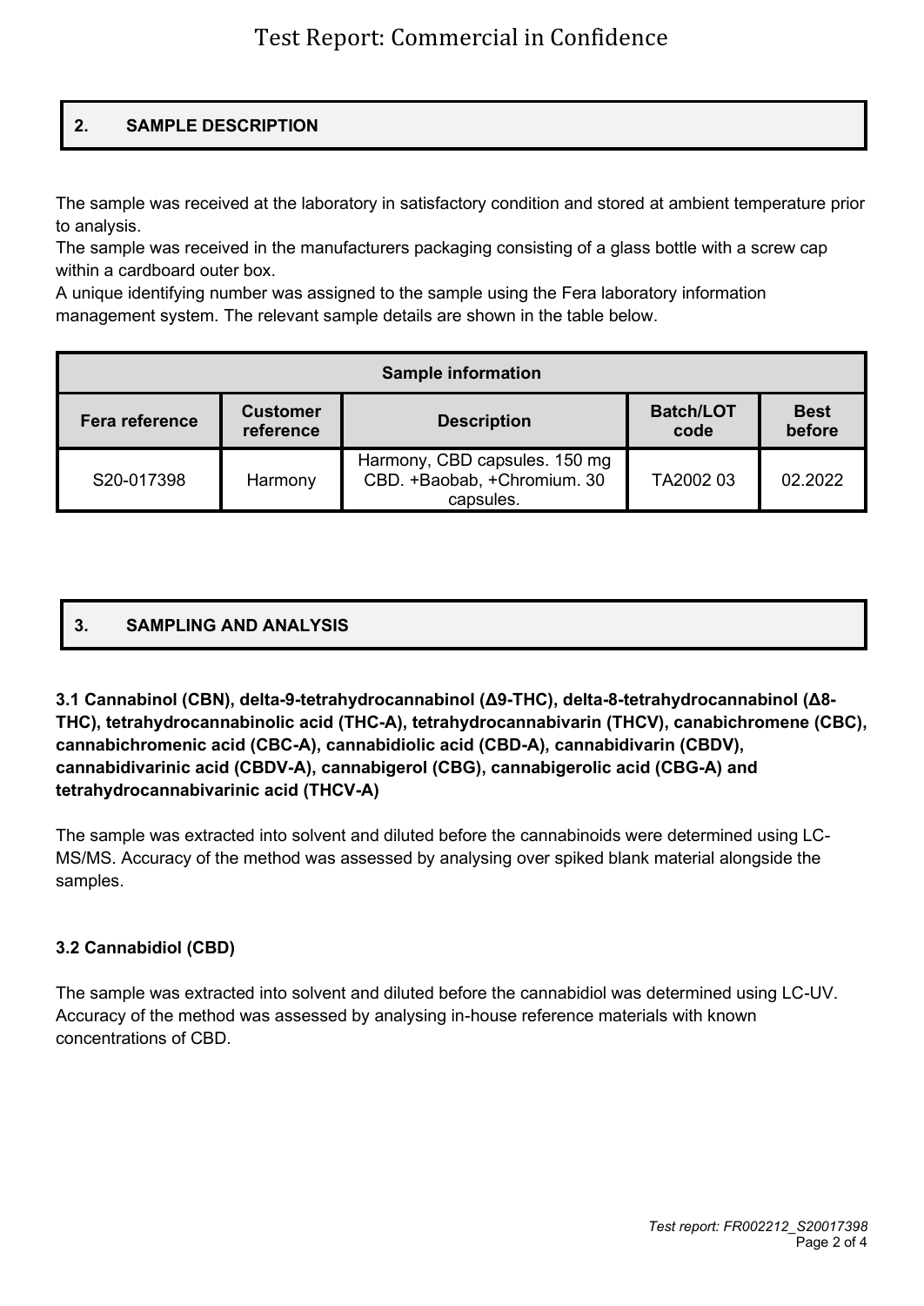## 2. SAMPLE DESCRIPTION

The sample was received at the laboratory in satisfactory condition and stored at ambient temperature prior to analysis.
The sample was received in the manufacturers packaging consisting of a glass bottle with a screw cap within a cardboard outer box.
A unique identifying number was assigned to the sample using the Fera laboratory information management system. The relevant sample details are shown in the table below.

| Sample information | | | | |
|---|---|---|---|---|
| **Fera reference** | **Customer reference** | **Description** | **Batch/LOT code** | **Best before** |
| S20-017398 | Harmony | Harmony, CBD capsules. 150 mg CBD. +Baobab, +Chromium. 30 capsules. | TA2002 03 | 02.2022 |

## 3. SAMPLING AND ANALYSIS

**3.1 Cannabinol (CBN), delta-9-tetrahydrocannabinol (Δ9-THC), delta-8-tetrahydrocannabinol (Δ8-THC), tetrahydrocannabinolic acid (THC-A), tetrahydrocannabivarin (THCV), canabichromene (CBC), cannabichromenic acid (CBC-A), cannabidiolic acid (CBD-A), cannabidivarin (CBDV), cannabidivarinic acid (CBDV-A), cannabigerol (CBG), cannabigerolic acid (CBG-A) and tetrahydrocannabivarinic acid (THCV-A)**

The sample was extracted into solvent and diluted before the cannabinoids were determined using LC-MS/MS. Accuracy of the method was assessed by analysing over spiked blank material alongside the samples.

**3.2 Cannabidiol (CBD)**

The sample was extracted into solvent and diluted before the cannabidiol was determined using LC-UV. Accuracy of the method was assessed by analysing in-house reference materials with known concentrations of CBD.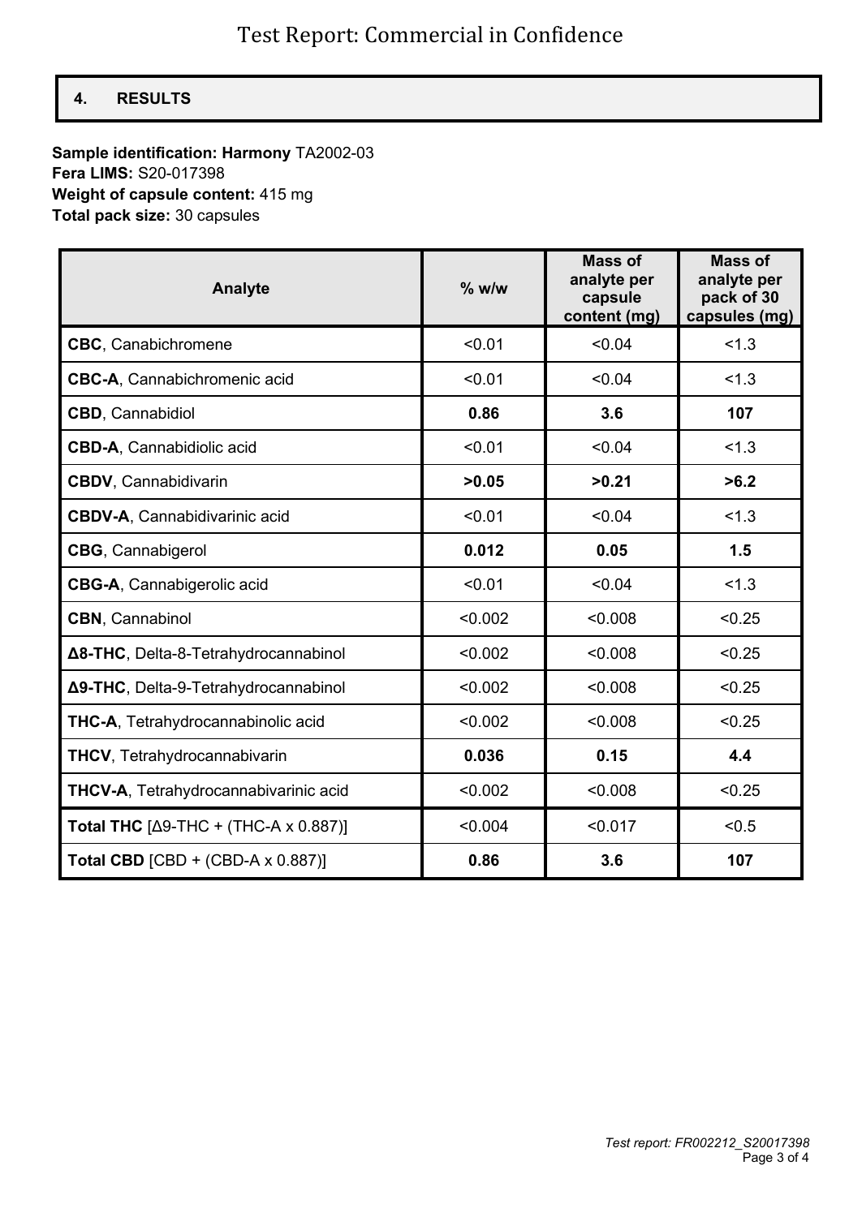## 4. RESULTS

**Sample identification: Harmony** TA2002-03
**Fera LIMS:** S20-017398
**Weight of capsule content:** 415 mg
**Total pack size:** 30 capsules

| Analyte | % w/w | Mass of analyte per capsule content (mg) | Mass of analyte per pack of 30 capsules (mg) |
|---|---|---|---|
| **CBC**, Canabichromene | <0.01 | <0.04 | <1.3 |
| **CBC-A**, Cannabichromenic acid | <0.01 | <0.04 | <1.3 |
| **CBD**, Cannabidiol | **0.86** | **3.6** | **107** |
| **CBD-A**, Cannabidiolic acid | <0.01 | <0.04 | <1.3 |
| **CBDV**, Cannabidivarin | **>0.05** | **>0.21** | **>6.2** |
| **CBDV-A**, Cannabidivarinic acid | <0.01 | <0.04 | <1.3 |
| **CBG**, Cannabigerol | **0.012** | **0.05** | **1.5** |
| **CBG-A**, Cannabigerolic acid | <0.01 | <0.04 | <1.3 |
| **CBN**, Cannabinol | <0.002 | <0.008 | <0.25 |
| **Δ8-THC**, Delta-8-Tetrahydrocannabinol | <0.002 | <0.008 | <0.25 |
| **Δ9-THC**, Delta-9-Tetrahydrocannabinol | <0.002 | <0.008 | <0.25 |
| **THC-A**, Tetrahydrocannabinolic acid | <0.002 | <0.008 | <0.25 |
| **THCV**, Tetrahydrocannabivarin | **0.036** | **0.15** | **4.4** |
| **THCV-A**, Tetrahydrocannabivarinic acid | <0.002 | <0.008 | <0.25 |
| **Total THC** [Δ9-THC + (THC-A x 0.887)] | <0.004 | <0.017 | <0.5 |
| **Total CBD** [CBD + (CBD-A x 0.887)] | **0.86** | **3.6** | **107** |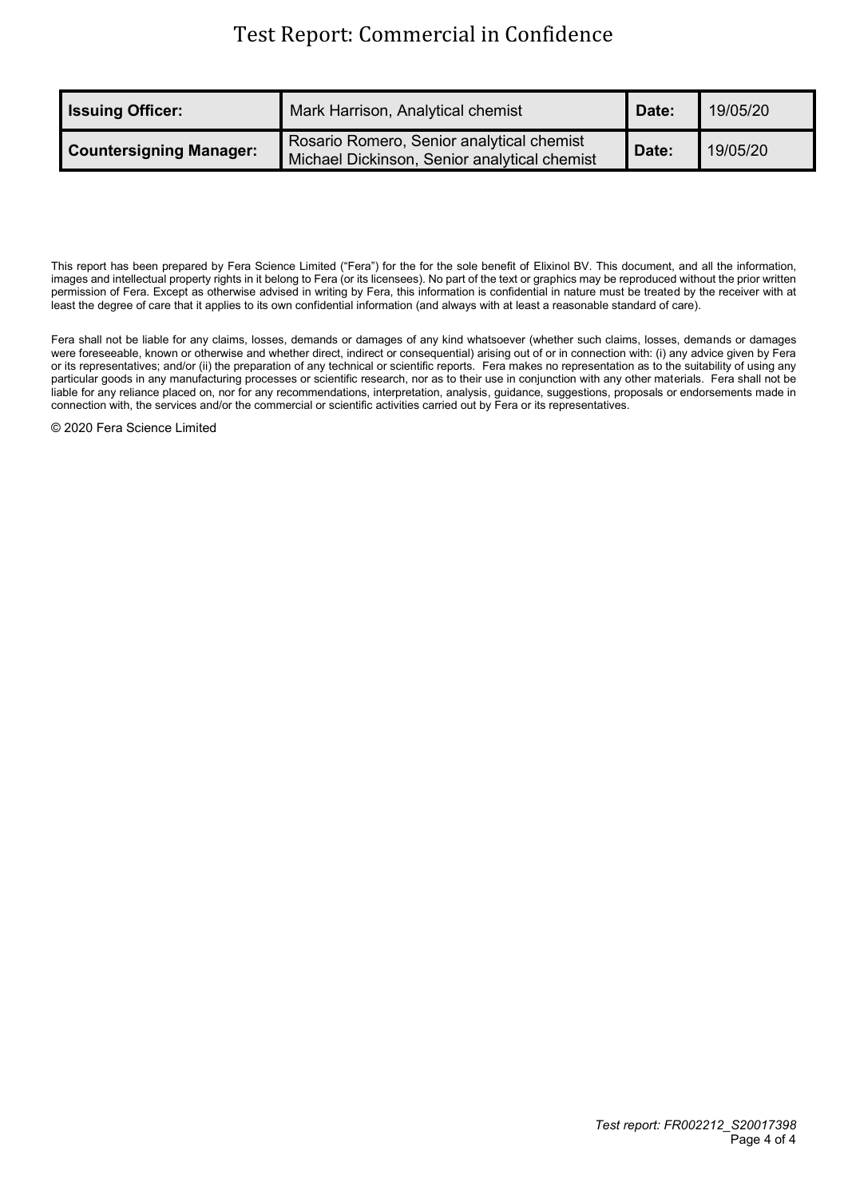| | | | |
|---|---|---|---|
| **Issuing Officer:** | Mark Harrison, Analytical chemist | **Date:** | 19/05/20 |
| **Countersigning Manager:** | Rosario Romero, Senior analytical chemist<br>Michael Dickinson, Senior analytical chemist | **Date:** | 19/05/20 |

This report has been prepared by Fera Science Limited ("Fera") for the for the sole benefit of Elixinol BV. This document, and all the information, images and intellectual property rights in it belong to Fera (or its licensees). No part of the text or graphics may be reproduced without the prior written permission of Fera. Except as otherwise advised in writing by Fera, this information is confidential in nature must be treated by the receiver with at least the degree of care that it applies to its own confidential information (and always with at least a reasonable standard of care).

Fera shall not be liable for any claims, losses, demands or damages of any kind whatsoever (whether such claims, losses, demands or damages were foreseeable, known or otherwise and whether direct, indirect or consequential) arising out of or in connection with: (i) any advice given by Fera or its representatives; and/or (ii) the preparation of any technical or scientific reports. Fera makes no representation as to the suitability of using any particular goods in any manufacturing processes or scientific research, nor as to their use in conjunction with any other materials. Fera shall not be liable for any reliance placed on, nor for any recommendations, interpretation, analysis, guidance, suggestions, proposals or endorsements made in connection with, the services and/or the commercial or scientific activities carried out by Fera or its representatives.

© 2020 Fera Science Limited